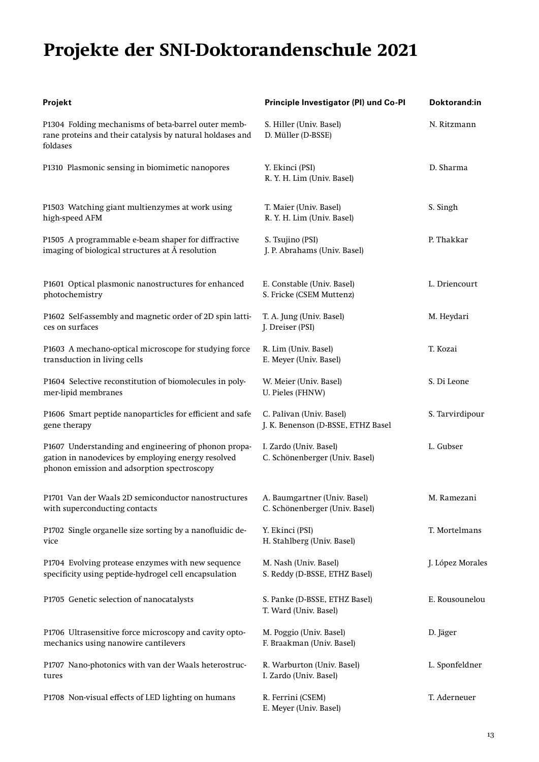# Projekte der SNI-Doktorandenschule 2021

| Projekt | Principle Investigator (PI) und Co-PI | Doktorand:in |
|---|---|---|
| P1304 Folding mechanisms of beta-barrel outer membrane proteins and their catalysis by natural holdases and foldases | S. Hiller (Univ. Basel)<br>D. Müller (D-BSSE) | N. Ritzmann |
| P1310 Plasmonic sensing in biomimetic nanopores | Y. Ekinci (PSI)<br>R. Y. H. Lim (Univ. Basel) | D. Sharma |
| P1503 Watching giant multienzymes at work using high-speed AFM | T. Maier (Univ. Basel)<br>R. Y. H. Lim (Univ. Basel) | S. Singh |
| P1505 A programmable e-beam shaper for diffractive imaging of biological structures at Å resolution | S. Tsujino (PSI)<br>J. P. Abrahams (Univ. Basel) | P. Thakkar |
| P1601 Optical plasmonic nanostructures for enhanced photochemistry | E. Constable (Univ. Basel)<br>S. Fricke (CSEM Muttenz) | L. Driencourt |
| P1602 Self-assembly and magnetic order of 2D spin lattices on surfaces | T. A. Jung (Univ. Basel)<br>J. Dreiser (PSI) | M. Heydari |
| P1603 A mechano-optical microscope for studying force transduction in living cells | R. Lim (Univ. Basel)<br>E. Meyer (Univ. Basel) | T. Kozai |
| P1604 Selective reconstitution of biomolecules in polymer-lipid membranes | W. Meier (Univ. Basel)<br>U. Pieles (FHNW) | S. Di Leone |
| P1606 Smart peptide nanoparticles for efficient and safe gene therapy | C. Palivan (Univ. Basel)<br>J. K. Benenson (D-BSSE, ETHZ Basel | S. Tarvirdipour |
| P1607 Understanding and engineering of phonon propagation in nanodevices by employing energy resolved phonon emission and adsorption spectroscopy | I. Zardo (Univ. Basel)<br>C. Schönenberger (Univ. Basel) | L. Gubser |
| P1701 Van der Waals 2D semiconductor nanostructures with superconducting contacts | A. Baumgartner (Univ. Basel)<br>C. Schönenberger (Univ. Basel) | M. Ramezani |
| P1702 Single organelle size sorting by a nanofluidic device | Y. Ekinci (PSI)<br>H. Stahlberg (Univ. Basel) | T. Mortelmans |
| P1704 Evolving protease enzymes with new sequence specificity using peptide-hydrogel cell encapsulation | M. Nash (Univ. Basel)<br>S. Reddy (D-BSSE, ETHZ Basel) | J. López Morales |
| P1705 Genetic selection of nanocatalysts | S. Panke (D-BSSE, ETHZ Basel)<br>T. Ward (Univ. Basel) | E. Rousounelou |
| P1706 Ultrasensitive force microscopy and cavity optomechanics using nanowire cantilevers | M. Poggio (Univ. Basel)<br>F. Braakman (Univ. Basel) | D. Jäger |
| P1707 Nano-photonics with van der Waals heterostructures | R. Warburton (Univ. Basel)<br>I. Zardo (Univ. Basel) | L. Sponfeldner |
| P1708 Non-visual effects of LED lighting on humans | R. Ferrini (CSEM)<br>E. Meyer (Univ. Basel) | T. Aderneuer |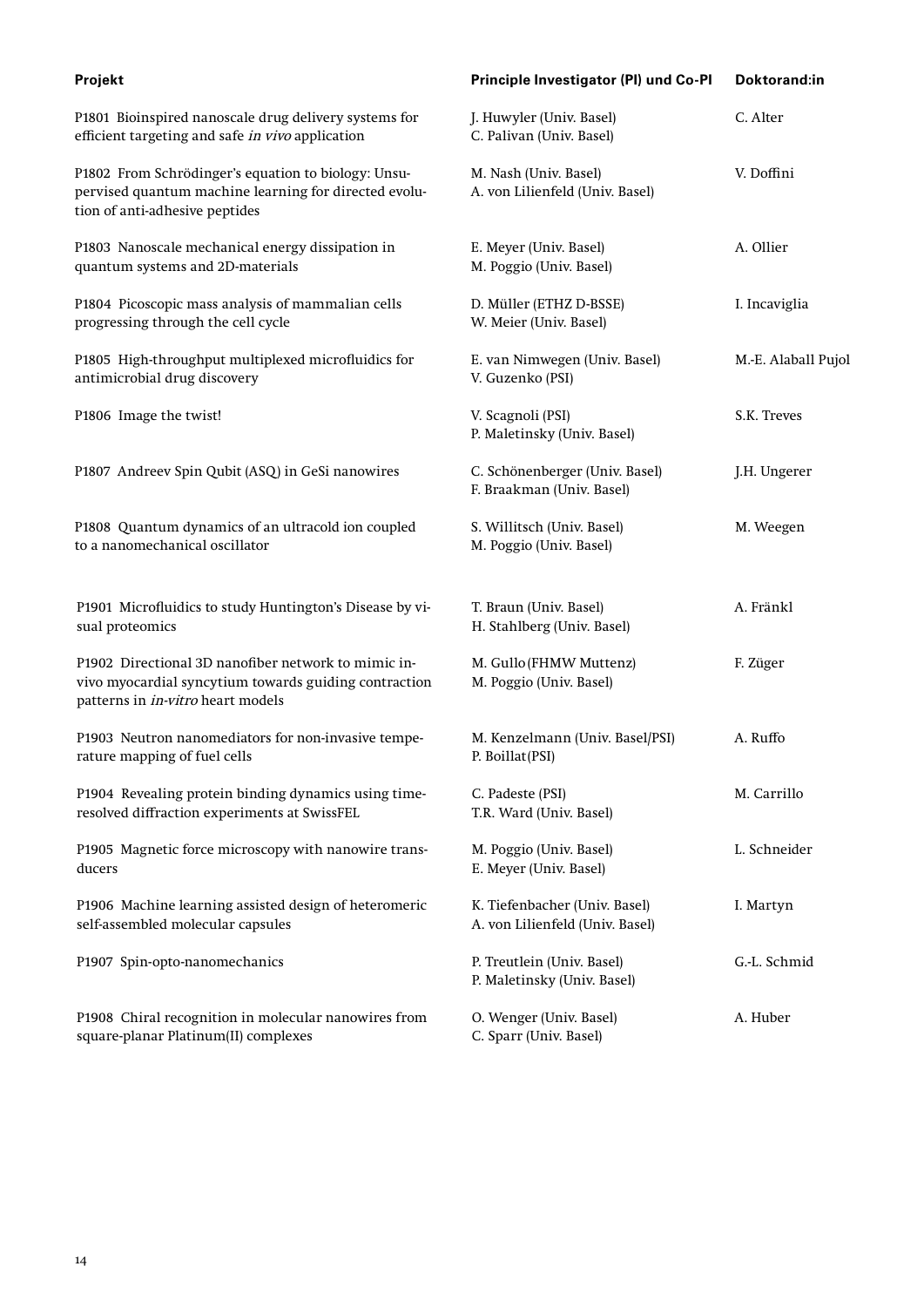| Projekt | Principle Investigator (PI) und Co-PI | Doktorand:in |
|---|---|---|
| P1801 Bioinspired nanoscale drug delivery systems for efficient targeting and safe *in vivo* application | J. Huwyler (Univ. Basel)<br>C. Palivan (Univ. Basel) | C. Alter |
| P1802 From Schrödinger's equation to biology: Unsupervised quantum machine learning for directed evolution of anti-adhesive peptides | M. Nash (Univ. Basel)<br>A. von Lilienfeld (Univ. Basel) | V. Doffini |
| P1803 Nanoscale mechanical energy dissipation in quantum systems and 2D-materials | E. Meyer (Univ. Basel)<br>M. Poggio (Univ. Basel) | A. Ollier |
| P1804 Picoscopic mass analysis of mammalian cells progressing through the cell cycle | D. Müller (ETHZ D-BSSE)<br>W. Meier (Univ. Basel) | I. Incaviglia |
| P1805 High-throughput multiplexed microfluidics for antimicrobial drug discovery | E. van Nimwegen (Univ. Basel)<br>V. Guzenko (PSI) | M.-E. Alaball Pujol |
| P1806 Image the twist! | V. Scagnoli (PSI)<br>P. Maletinsky (Univ. Basel) | S.K. Treves |
| P1807 Andreev Spin Qubit (ASQ) in GeSi nanowires | C. Schönenberger (Univ. Basel)<br>F. Braakman (Univ. Basel) | J.H. Ungerer |
| P1808 Quantum dynamics of an ultracold ion coupled to a nanomechanical oscillator | S. Willitsch (Univ. Basel)<br>M. Poggio (Univ. Basel) | M. Weegen |
| P1901 Microfluidics to study Huntington's Disease by visual proteomics | T. Braun (Univ. Basel)<br>H. Stahlberg (Univ. Basel) | A. Fränkl |
| P1902 Directional 3D nanofiber network to mimic in-vivo myocardial syncytium towards guiding contraction patterns in *in-vitro* heart models | M. Gullo (FHMW Muttenz)<br>M. Poggio (Univ. Basel) | F. Züger |
| P1903 Neutron nanomediators for non-invasive temperature mapping of fuel cells | M. Kenzelmann (Univ. Basel/PSI)<br>P. Boillat (PSI) | A. Ruffo |
| P1904 Revealing protein binding dynamics using time-resolved diffraction experiments at SwissFEL | C. Padeste (PSI)<br>T.R. Ward (Univ. Basel) | M. Carrillo |
| P1905 Magnetic force microscopy with nanowire transducers | M. Poggio (Univ. Basel)<br>E. Meyer (Univ. Basel) | L. Schneider |
| P1906 Machine learning assisted design of heteromeric self-assembled molecular capsules | K. Tiefenbacher (Univ. Basel)<br>A. von Lilienfeld (Univ. Basel) | I. Martyn |
| P1907 Spin-opto-nanomechanics | P. Treutlein (Univ. Basel)<br>P. Maletinsky (Univ. Basel) | G.-L. Schmid |
| P1908 Chiral recognition in molecular nanowires from square-planar Platinum(II) complexes | O. Wenger (Univ. Basel)<br>C. Sparr (Univ. Basel) | A. Huber |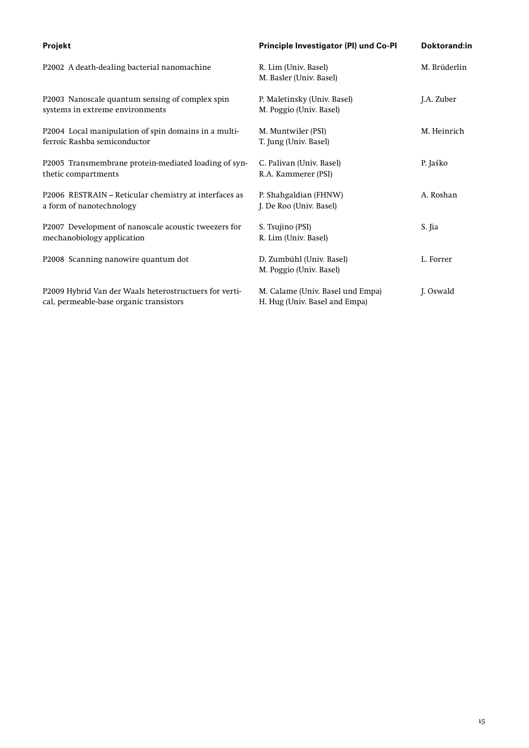| Projekt | Principle Investigator (PI) und Co-PI | Doktorand:in |
|---|---|---|
| P2002 A death-dealing bacterial nanomachine | R. Lim (Univ. Basel)<br>M. Basler (Univ. Basel) | M. Brüderlin |
| P2003 Nanoscale quantum sensing of complex spin systems in extreme environments | P. Maletinsky (Univ. Basel)<br>M. Poggio (Univ. Basel) | J.A. Zuber |
| P2004 Local manipulation of spin domains in a multiferroic Rashba semiconductor | M. Muntwiler (PSI)<br>T. Jung (Univ. Basel) | M. Heinrich |
| P2005 Transmembrane protein-mediated loading of synthetic compartments | C. Palivan (Univ. Basel)<br>R.A. Kammerer (PSI) | P. Jaśko |
| P2006 RESTRAIN – Reticular chemistry at interfaces as a form of nanotechnology | P. Shahgaldian (FHNW)<br>J. De Roo (Univ. Basel) | A. Roshan |
| P2007 Development of nanoscale acoustic tweezers for mechanobiology application | S. Tsujino (PSI)<br>R. Lim (Univ. Basel) | S. Jia |
| P2008 Scanning nanowire quantum dot | D. Zumbühl (Univ. Basel)<br>M. Poggio (Univ. Basel) | L. Forrer |
| P2009 Hybrid Van der Waals heterostructuers for vertical, permeable-base organic transistors | M. Calame (Univ. Basel und Empa)<br>H. Hug (Univ. Basel and Empa) | J. Oswald |